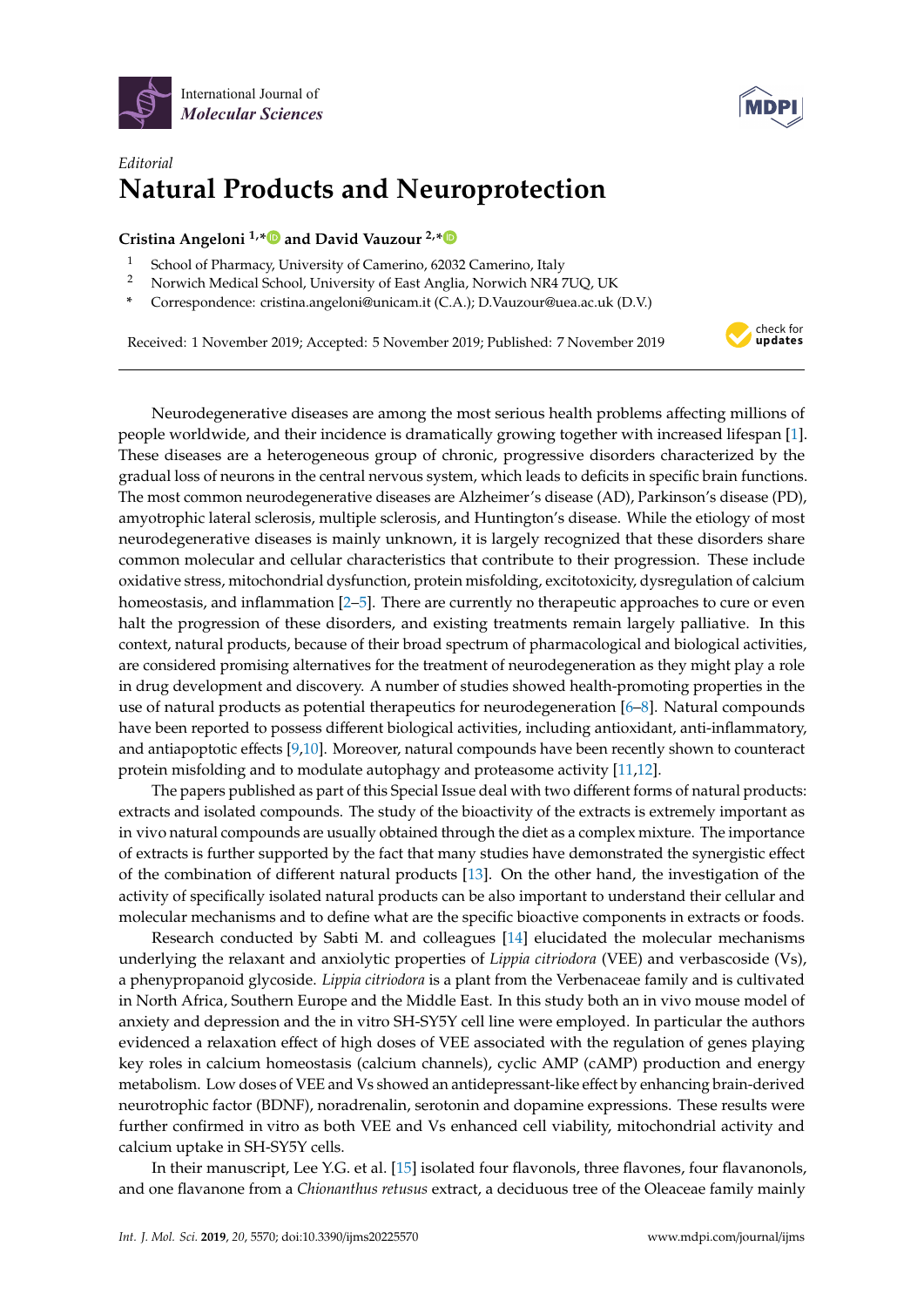International Journal of *Molecular Sciences*

*Editorial*

# Natural Products and Neuroprotection

**Cristina Angeloni [1,*] and David Vauzour [2,*]**

1 School of Pharmacy, University of Camerino, 62032 Camerino, Italy
2 Norwich Medical School, University of East Anglia, Norwich NR4 7UQ, UK
* Correspondence: cristina.angeloni@unicam.it (C.A.); D.Vauzour@uea.ac.uk (D.V.)

Received: 1 November 2019; Accepted: 5 November 2019; Published: 7 November 2019

Neurodegenerative diseases are among the most serious health problems affecting millions of people worldwide, and their incidence is dramatically growing together with increased lifespan [1]. These diseases are a heterogeneous group of chronic, progressive disorders characterized by the gradual loss of neurons in the central nervous system, which leads to deficits in specific brain functions. The most common neurodegenerative diseases are Alzheimer's disease (AD), Parkinson's disease (PD), amyotrophic lateral sclerosis, multiple sclerosis, and Huntington's disease. While the etiology of most neurodegenerative diseases is mainly unknown, it is largely recognized that these disorders share common molecular and cellular characteristics that contribute to their progression. These include oxidative stress, mitochondrial dysfunction, protein misfolding, excitotoxicity, dysregulation of calcium homeostasis, and inflammation [2–5]. There are currently no therapeutic approaches to cure or even halt the progression of these disorders, and existing treatments remain largely palliative. In this context, natural products, because of their broad spectrum of pharmacological and biological activities, are considered promising alternatives for the treatment of neurodegeneration as they might play a role in drug development and discovery. A number of studies showed health-promoting properties in the use of natural products as potential therapeutics for neurodegeneration [6–8]. Natural compounds have been reported to possess different biological activities, including antioxidant, anti-inflammatory, and antiapoptotic effects [9,10]. Moreover, natural compounds have been recently shown to counteract protein misfolding and to modulate autophagy and proteasome activity [11,12].

The papers published as part of this Special Issue deal with two different forms of natural products: extracts and isolated compounds. The study of the bioactivity of the extracts is extremely important as in vivo natural compounds are usually obtained through the diet as a complex mixture. The importance of extracts is further supported by the fact that many studies have demonstrated the synergistic effect of the combination of different natural products [13]. On the other hand, the investigation of the activity of specifically isolated natural products can be also important to understand their cellular and molecular mechanisms and to define what are the specific bioactive components in extracts or foods.

Research conducted by Sabti M. and colleagues [14] elucidated the molecular mechanisms underlying the relaxant and anxiolytic properties of *Lippia citriodora* (VEE) and verbascoside (Vs), a phenypropanoid glycoside. *Lippia citriodora* is a plant from the Verbenaceae family and is cultivated in North Africa, Southern Europe and the Middle East. In this study both an in vivo mouse model of anxiety and depression and the in vitro SH-SY5Y cell line were employed. In particular the authors evidenced a relaxation effect of high doses of VEE associated with the regulation of genes playing key roles in calcium homeostasis (calcium channels), cyclic AMP (cAMP) production and energy metabolism. Low doses of VEE and Vs showed an antidepressant-like effect by enhancing brain-derived neurotrophic factor (BDNF), noradrenalin, serotonin and dopamine expressions. These results were further confirmed in vitro as both VEE and Vs enhanced cell viability, mitochondrial activity and calcium uptake in SH-SY5Y cells.

In their manuscript, Lee Y.G. et al. [15] isolated four flavonols, three flavones, four flavanonols, and one flavanone from a *Chionanthus retusus* extract, a deciduous tree of the Oleaceae family mainly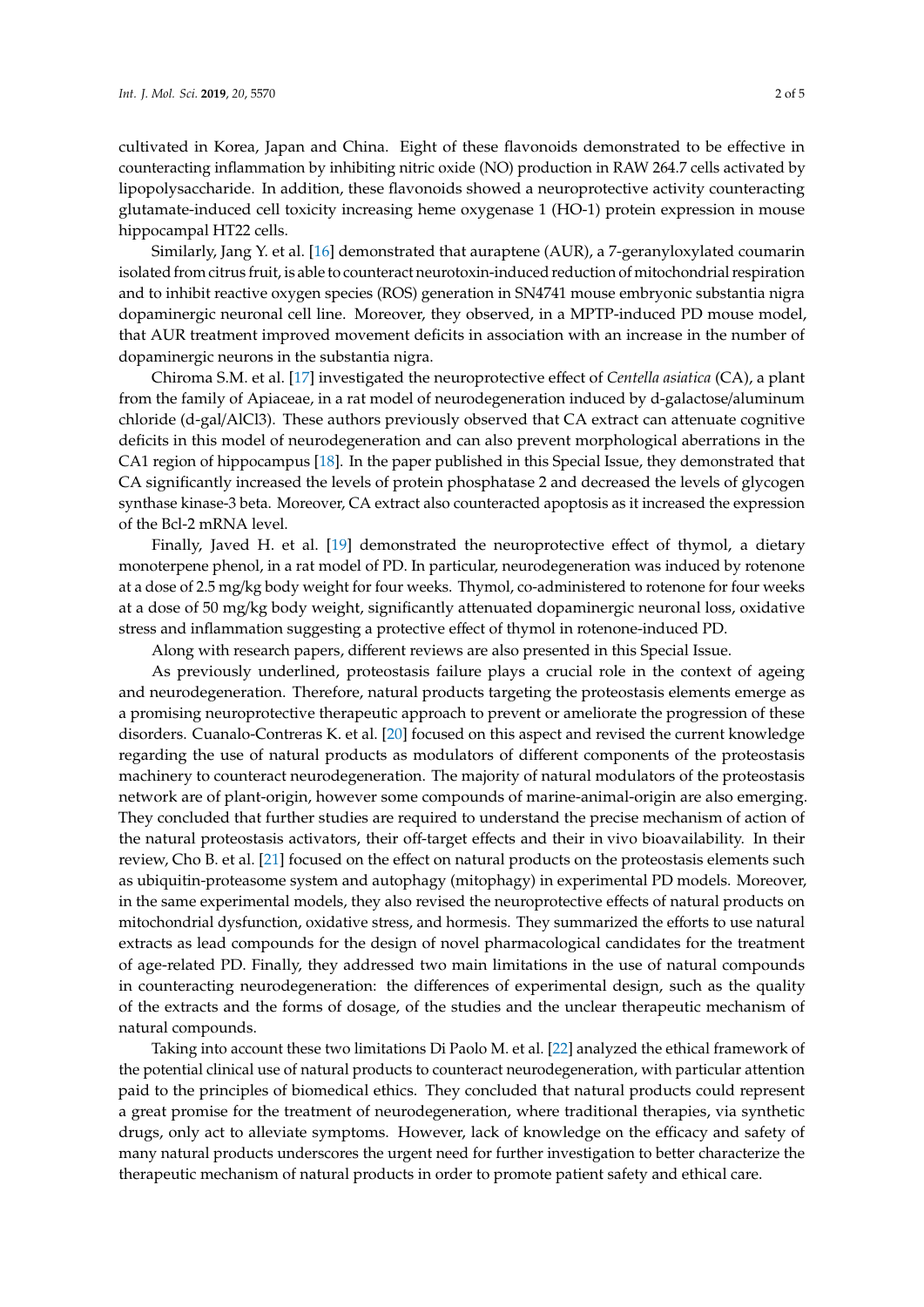cultivated in Korea, Japan and China. Eight of these flavonoids demonstrated to be effective in counteracting inflammation by inhibiting nitric oxide (NO) production in RAW 264.7 cells activated by lipopolysaccharide. In addition, these flavonoids showed a neuroprotective activity counteracting glutamate-induced cell toxicity increasing heme oxygenase 1 (HO-1) protein expression in mouse hippocampal HT22 cells.

Similarly, Jang Y. et al. [16] demonstrated that auraptene (AUR), a 7-geranyloxylated coumarin isolated from citrus fruit, is able to counteract neurotoxin-induced reduction of mitochondrial respiration and to inhibit reactive oxygen species (ROS) generation in SN4741 mouse embryonic substantia nigra dopaminergic neuronal cell line. Moreover, they observed, in a MPTP-induced PD mouse model, that AUR treatment improved movement deficits in association with an increase in the number of dopaminergic neurons in the substantia nigra.

Chiroma S.M. et al. [17] investigated the neuroprotective effect of *Centella asiatica* (CA), a plant from the family of Apiaceae, in a rat model of neurodegeneration induced by d-galactose/aluminum chloride (d-gal/$AlCl_3$). These authors previously observed that CA extract can attenuate cognitive deficits in this model of neurodegeneration and can also prevent morphological aberrations in the CA1 region of hippocampus [18]. In the paper published in this Special Issue, they demonstrated that CA significantly increased the levels of protein phosphatase 2 and decreased the levels of glycogen synthase kinase-3 beta. Moreover, CA extract also counteracted apoptosis as it increased the expression of the Bcl-2 mRNA level.

Finally, Javed H. et al. [19] demonstrated the neuroprotective effect of thymol, a dietary monoterpene phenol, in a rat model of PD. In particular, neurodegeneration was induced by rotenone at a dose of 2.5 mg/kg body weight for four weeks. Thymol, co-administered to rotenone for four weeks at a dose of 50 mg/kg body weight, significantly attenuated dopaminergic neuronal loss, oxidative stress and inflammation suggesting a protective effect of thymol in rotenone-induced PD.

Along with research papers, different reviews are also presented in this Special Issue.

As previously underlined, proteostasis failure plays a crucial role in the context of ageing and neurodegeneration. Therefore, natural products targeting the proteostasis elements emerge as a promising neuroprotective therapeutic approach to prevent or ameliorate the progression of these disorders. Cuanalo-Contreras K. et al. [20] focused on this aspect and revised the current knowledge regarding the use of natural products as modulators of different components of the proteostasis machinery to counteract neurodegeneration. The majority of natural modulators of the proteostasis network are of plant-origin, however some compounds of marine-animal-origin are also emerging. They concluded that further studies are required to understand the precise mechanism of action of the natural proteostasis activators, their off-target effects and their in vivo bioavailability. In their review, Cho B. et al. [21] focused on the effect on natural products on the proteostasis elements such as ubiquitin-proteasome system and autophagy (mitophagy) in experimental PD models. Moreover, in the same experimental models, they also revised the neuroprotective effects of natural products on mitochondrial dysfunction, oxidative stress, and hormesis. They summarized the efforts to use natural extracts as lead compounds for the design of novel pharmacological candidates for the treatment of age-related PD. Finally, they addressed two main limitations in the use of natural compounds in counteracting neurodegeneration: the differences of experimental design, such as the quality of the extracts and the forms of dosage, of the studies and the unclear therapeutic mechanism of natural compounds.

Taking into account these two limitations Di Paolo M. et al. [22] analyzed the ethical framework of the potential clinical use of natural products to counteract neurodegeneration, with particular attention paid to the principles of biomedical ethics. They concluded that natural products could represent a great promise for the treatment of neurodegeneration, where traditional therapies, via synthetic drugs, only act to alleviate symptoms. However, lack of knowledge on the efficacy and safety of many natural products underscores the urgent need for further investigation to better characterize the therapeutic mechanism of natural products in order to promote patient safety and ethical care.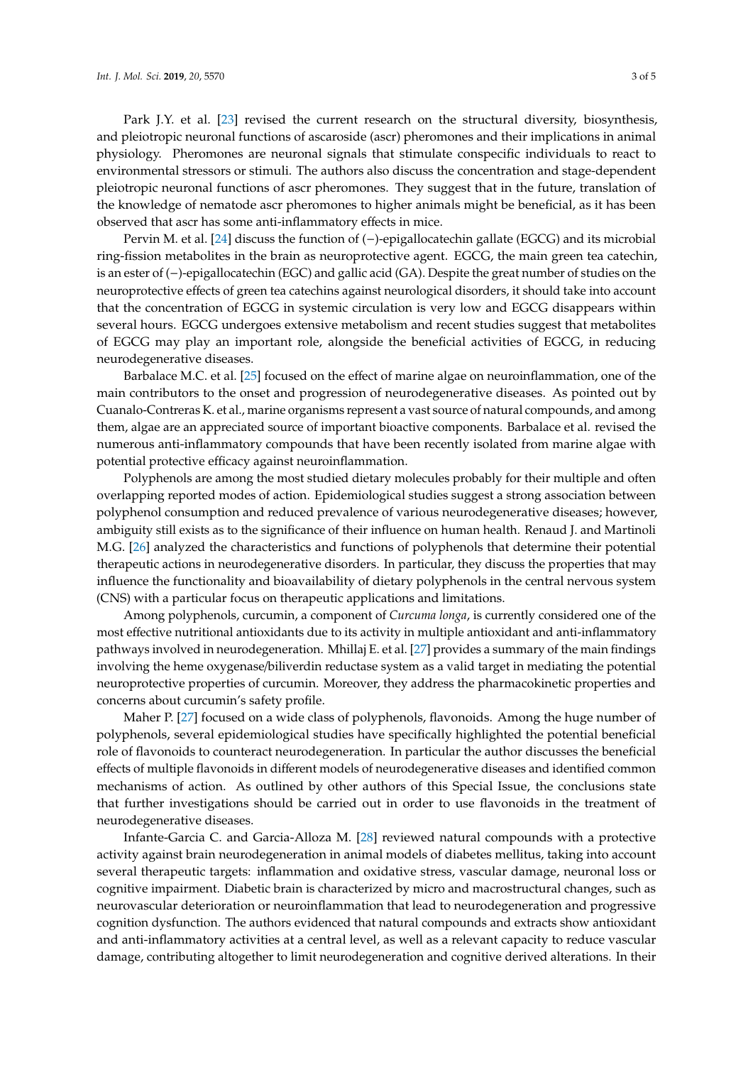Park J.Y. et al. [23] revised the current research on the structural diversity, biosynthesis, and pleiotropic neuronal functions of ascaroside (ascr) pheromones and their implications in animal physiology. Pheromones are neuronal signals that stimulate conspecific individuals to react to environmental stressors or stimuli. The authors also discuss the concentration and stage-dependent pleiotropic neuronal functions of ascr pheromones. They suggest that in the future, translation of the knowledge of nematode ascr pheromones to higher animals might be beneficial, as it has been observed that ascr has some anti-inflammatory effects in mice.

Pervin M. et al. [24] discuss the function of (−)-epigallocatechin gallate (EGCG) and its microbial ring-fission metabolites in the brain as neuroprotective agent. EGCG, the main green tea catechin, is an ester of (−)-epigallocatechin (EGC) and gallic acid (GA). Despite the great number of studies on the neuroprotective effects of green tea catechins against neurological disorders, it should take into account that the concentration of EGCG in systemic circulation is very low and EGCG disappears within several hours. EGCG undergoes extensive metabolism and recent studies suggest that metabolites of EGCG may play an important role, alongside the beneficial activities of EGCG, in reducing neurodegenerative diseases.

Barbalace M.C. et al. [25] focused on the effect of marine algae on neuroinflammation, one of the main contributors to the onset and progression of neurodegenerative diseases. As pointed out by Cuanalo-Contreras K. et al., marine organisms represent a vast source of natural compounds, and among them, algae are an appreciated source of important bioactive components. Barbalace et al. revised the numerous anti-inflammatory compounds that have been recently isolated from marine algae with potential protective efficacy against neuroinflammation.

Polyphenols are among the most studied dietary molecules probably for their multiple and often overlapping reported modes of action. Epidemiological studies suggest a strong association between polyphenol consumption and reduced prevalence of various neurodegenerative diseases; however, ambiguity still exists as to the significance of their influence on human health. Renaud J. and Martinoli M.G. [26] analyzed the characteristics and functions of polyphenols that determine their potential therapeutic actions in neurodegenerative disorders. In particular, they discuss the properties that may influence the functionality and bioavailability of dietary polyphenols in the central nervous system (CNS) with a particular focus on therapeutic applications and limitations.

Among polyphenols, curcumin, a component of *Curcuma longa*, is currently considered one of the most effective nutritional antioxidants due to its activity in multiple antioxidant and anti-inflammatory pathways involved in neurodegeneration. Mhillaj E. et al. [27] provides a summary of the main findings involving the heme oxygenase/biliverdin reductase system as a valid target in mediating the potential neuroprotective properties of curcumin. Moreover, they address the pharmacokinetic properties and concerns about curcumin's safety profile.

Maher P. [27] focused on a wide class of polyphenols, flavonoids. Among the huge number of polyphenols, several epidemiological studies have specifically highlighted the potential beneficial role of flavonoids to counteract neurodegeneration. In particular the author discusses the beneficial effects of multiple flavonoids in different models of neurodegenerative diseases and identified common mechanisms of action. As outlined by other authors of this Special Issue, the conclusions state that further investigations should be carried out in order to use flavonoids in the treatment of neurodegenerative diseases.

Infante-Garcia C. and Garcia-Alloza M. [28] reviewed natural compounds with a protective activity against brain neurodegeneration in animal models of diabetes mellitus, taking into account several therapeutic targets: inflammation and oxidative stress, vascular damage, neuronal loss or cognitive impairment. Diabetic brain is characterized by micro and macrostructural changes, such as neurovascular deterioration or neuroinflammation that lead to neurodegeneration and progressive cognition dysfunction. The authors evidenced that natural compounds and extracts show antioxidant and anti-inflammatory activities at a central level, as well as a relevant capacity to reduce vascular damage, contributing altogether to limit neurodegeneration and cognitive derived alterations. In their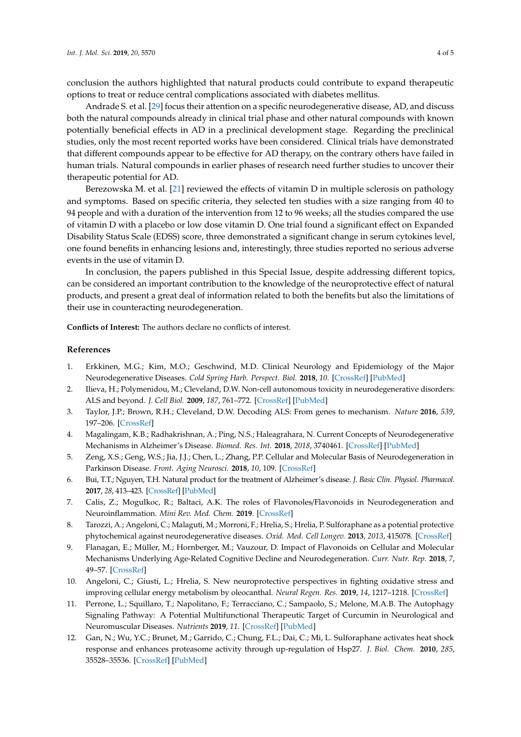conclusion the authors highlighted that natural products could contribute to expand therapeutic options to treat or reduce central complications associated with diabetes mellitus.

Andrade S. et al. [29] focus their attention on a specific neurodegenerative disease, AD, and discuss both the natural compounds already in clinical trial phase and other natural compounds with known potentially beneficial effects in AD in a preclinical development stage. Regarding the preclinical studies, only the most recent reported works have been considered. Clinical trials have demonstrated that different compounds appear to be effective for AD therapy, on the contrary others have failed in human trials. Natural compounds in earlier phases of research need further studies to uncover their therapeutic potential for AD.

Berezowska M. et al. [21] reviewed the effects of vitamin D in multiple sclerosis on pathology and symptoms. Based on specific criteria, they selected ten studies with a size ranging from 40 to 94 people and with a duration of the intervention from 12 to 96 weeks; all the studies compared the use of vitamin D with a placebo or low dose vitamin D. One trial found a significant effect on Expanded Disability Status Scale (EDSS) score, three demonstrated a significant change in serum cytokines level, one found benefits in enhancing lesions and, interestingly, three studies reported no serious adverse events in the use of vitamin D.

In conclusion, the papers published in this Special Issue, despite addressing different topics, can be considered an important contribution to the knowledge of the neuroprotective effect of natural products, and present a great deal of information related to both the benefits but also the limitations of their use in counteracting neurodegeneration.

**Conflicts of Interest:** The authors declare no conflicts of interest.

## References

1. Erkkinen, M.G.; Kim, M.O.; Geschwind, M.D. Clinical Neurology and Epidemiology of the Major Neurodegenerative Diseases. *Cold Spring Harb. Perspect. Biol.* **2018**, *10*. [CrossRef] [PubMed]
2. Ilieva, H.; Polymenidou, M.; Cleveland, D.W. Non-cell autonomous toxicity in neurodegenerative disorders: ALS and beyond. *J. Cell Biol.* **2009**, *187*, 761–772. [CrossRef] [PubMed]
3. Taylor, J.P.; Brown, R.H.; Cleveland, D.W. Decoding ALS: From genes to mechanism. *Nature* **2016**, *539*, 197–206. [CrossRef]
4. Magalingam, K.B.; Radhakrishnan, A.; Ping, N.S.; Haleagrahara, N. Current Concepts of Neurodegenerative Mechanisms in Alzheimer's Disease. *Biomed. Res. Int.* **2018**, *2018*, 3740461. [CrossRef] [PubMed]
5. Zeng, X.S.; Geng, W.S.; Jia, J.J.; Chen, L.; Zhang, P.P. Cellular and Molecular Basis of Neurodegeneration in Parkinson Disease. *Front. Aging Neurosci.* **2018**, *10*, 109. [CrossRef]
6. Bui, T.T.; Nguyen, T.H. Natural product for the treatment of Alzheimer's disease. *J. Basic Clin. Physiol. Pharmacol.* **2017**, *28*, 413–423. [CrossRef] [PubMed]
7. Calis, Z.; Mogulkoc, R.; Baltaci, A.K. The roles of Flavonoles/Flavonoids in Neurodegeneration and Neuroinflammation. *Mini Rev. Med. Chem.* **2019**. [CrossRef]
8. Tarozzi, A.; Angeloni, C.; Malaguti, M.; Morroni, F.; Hrelia, S.; Hrelia, P. Sulforaphane as a potential protective phytochemical against neurodegenerative diseases. *Oxid. Med. Cell Longev.* **2013**, *2013*, 415078. [CrossRef]
9. Flanagan, E.; Müller, M.; Hornberger, M.; Vauzour, D. Impact of Flavonoids on Cellular and Molecular Mechanisms Underlying Age-Related Cognitive Decline and Neurodegeneration. *Curr. Nutr. Rep.* **2018**, *7*, 49–57. [CrossRef]
10. Angeloni, C.; Giusti, L.; Hrelia, S. New neuroprotective perspectives in fighting oxidative stress and improving cellular energy metabolism by oleocanthal. *Neural Regen. Res.* **2019**, *14*, 1217–1218. [CrossRef]
11. Perrone, L.; Squillaro, T.; Napolitano, F.; Terracciano, C.; Sampaolo, S.; Melone, M.A.B. The Autophagy Signaling Pathway: A Potential Multifunctional Therapeutic Target of Curcumin in Neurological and Neuromuscular Diseases. *Nutrients* **2019**, *11*. [CrossRef] [PubMed]
12. Gan, N.; Wu, Y.C.; Brunet, M.; Garrido, C.; Chung, F.L.; Dai, C.; Mi, L. Sulforaphane activates heat shock response and enhances proteasome activity through up-regulation of Hsp27. *J. Biol. Chem.* **2010**, *285*, 35528–35536. [CrossRef] [PubMed]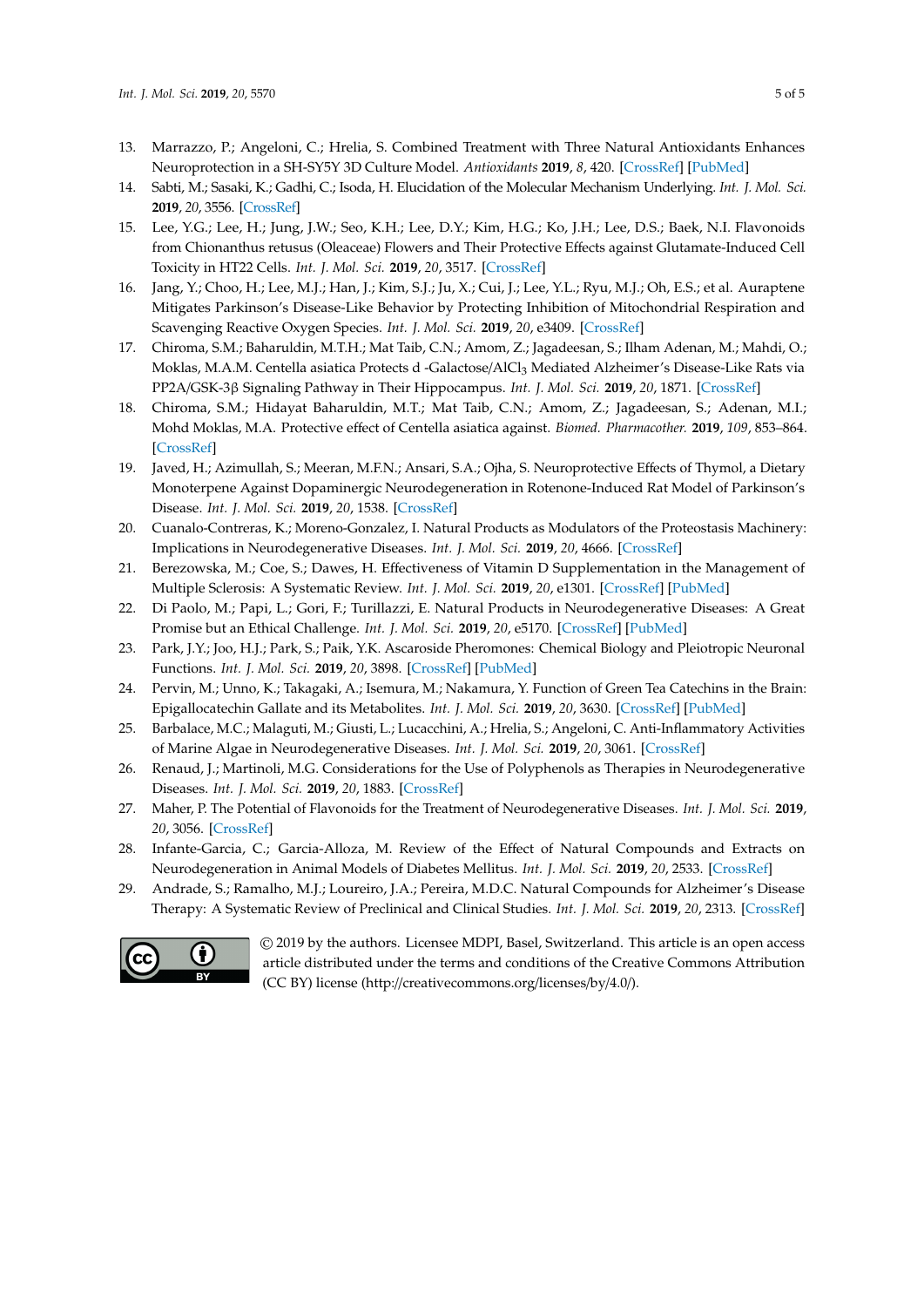13. Marrazzo, P.; Angeloni, C.; Hrelia, S. Combined Treatment with Three Natural Antioxidants Enhances Neuroprotection in a SH-SY5Y 3D Culture Model. *Antioxidants* **2019**, *8*, 420. [CrossRef] [PubMed]
14. Sabti, M.; Sasaki, K.; Gadhi, C.; Isoda, H. Elucidation of the Molecular Mechanism Underlying. *Int. J. Mol. Sci.* **2019**, *20*, 3556. [CrossRef]
15. Lee, Y.G.; Lee, H.; Jung, J.W.; Seo, K.H.; Lee, D.Y.; Kim, H.G.; Ko, J.H.; Lee, D.S.; Baek, N.I. Flavonoids from Chionanthus retusus (Oleaceae) Flowers and Their Protective Effects against Glutamate-Induced Cell Toxicity in HT22 Cells. *Int. J. Mol. Sci.* **2019**, *20*, 3517. [CrossRef]
16. Jang, Y.; Choo, H.; Lee, M.J.; Han, J.; Kim, S.J.; Ju, X.; Cui, J.; Lee, Y.L.; Ryu, M.J.; Oh, E.S.; et al. Auraptene Mitigates Parkinson's Disease-Like Behavior by Protecting Inhibition of Mitochondrial Respiration and Scavenging Reactive Oxygen Species. *Int. J. Mol. Sci.* **2019**, *20*, e3409. [CrossRef]
17. Chiroma, S.M.; Baharuldin, M.T.H.; Mat Taib, C.N.; Amom, Z.; Jagadeesan, S.; Ilham Adenan, M.; Mahdi, O.; Moklas, M.A.M. Centella asiatica Protects d -Galactose/$AlCl_3$ Mediated Alzheimer's Disease-Like Rats via PP2A/GSK-3β Signaling Pathway in Their Hippocampus. *Int. J. Mol. Sci.* **2019**, *20*, 1871. [CrossRef]
18. Chiroma, S.M.; Hidayat Baharuldin, M.T.; Mat Taib, C.N.; Amom, Z.; Jagadeesan, S.; Adenan, M.I.; Mohd Moklas, M.A. Protective effect of Centella asiatica against. *Biomed. Pharmacother.* **2019**, *109*, 853–864. [CrossRef]
19. Javed, H.; Azimullah, S.; Meeran, M.F.N.; Ansari, S.A.; Ojha, S. Neuroprotective Effects of Thymol, a Dietary Monoterpene Against Dopaminergic Neurodegeneration in Rotenone-Induced Rat Model of Parkinson's Disease. *Int. J. Mol. Sci.* **2019**, *20*, 1538. [CrossRef]
20. Cuanalo-Contreras, K.; Moreno-Gonzalez, I. Natural Products as Modulators of the Proteostasis Machinery: Implications in Neurodegenerative Diseases. *Int. J. Mol. Sci.* **2019**, *20*, 4666. [CrossRef]
21. Berezowska, M.; Coe, S.; Dawes, H. Effectiveness of Vitamin D Supplementation in the Management of Multiple Sclerosis: A Systematic Review. *Int. J. Mol. Sci.* **2019**, *20*, e1301. [CrossRef] [PubMed]
22. Di Paolo, M.; Papi, L.; Gori, F.; Turillazzi, E. Natural Products in Neurodegenerative Diseases: A Great Promise but an Ethical Challenge. *Int. J. Mol. Sci.* **2019**, *20*, e5170. [CrossRef] [PubMed]
23. Park, J.Y.; Joo, H.J.; Park, S.; Paik, Y.K. Ascaroside Pheromones: Chemical Biology and Pleiotropic Neuronal Functions. *Int. J. Mol. Sci.* **2019**, *20*, 3898. [CrossRef] [PubMed]
24. Pervin, M.; Unno, K.; Takagaki, A.; Isemura, M.; Nakamura, Y. Function of Green Tea Catechins in the Brain: Epigallocatechin Gallate and its Metabolites. *Int. J. Mol. Sci.* **2019**, *20*, 3630. [CrossRef] [PubMed]
25. Barbalace, M.C.; Malaguti, M.; Giusti, L.; Lucacchini, A.; Hrelia, S.; Angeloni, C. Anti-Inflammatory Activities of Marine Algae in Neurodegenerative Diseases. *Int. J. Mol. Sci.* **2019**, *20*, 3061. [CrossRef]
26. Renaud, J.; Martinoli, M.G. Considerations for the Use of Polyphenols as Therapies in Neurodegenerative Diseases. *Int. J. Mol. Sci.* **2019**, *20*, 1883. [CrossRef]
27. Maher, P. The Potential of Flavonoids for the Treatment of Neurodegenerative Diseases. *Int. J. Mol. Sci.* **2019**, *20*, 3056. [CrossRef]
28. Infante-Garcia, C.; Garcia-Alloza, M. Review of the Effect of Natural Compounds and Extracts on Neurodegeneration in Animal Models of Diabetes Mellitus. *Int. J. Mol. Sci.* **2019**, *20*, 2533. [CrossRef]
29. Andrade, S.; Ramalho, M.J.; Loureiro, J.A.; Pereira, M.D.C. Natural Compounds for Alzheimer's Disease Therapy: A Systematic Review of Preclinical and Clinical Studies. *Int. J. Mol. Sci.* **2019**, *20*, 2313. [CrossRef]

© 2019 by the authors. Licensee MDPI, Basel, Switzerland. This article is an open access article distributed under the terms and conditions of the Creative Commons Attribution (CC BY) license (http://creativecommons.org/licenses/by/4.0/).